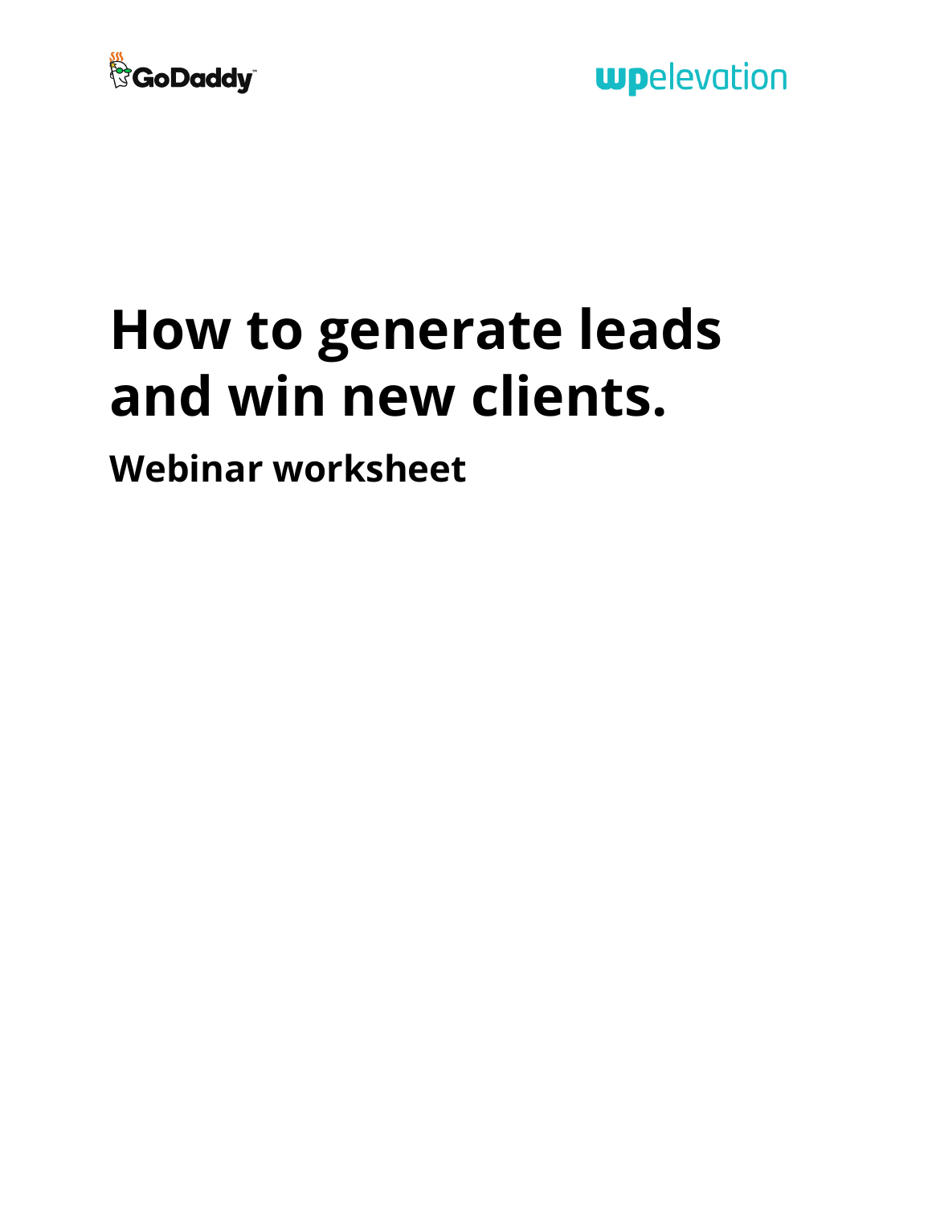GoDaddy

wpelevation

# How to generate leads and win new clients.

## Webinar worksheet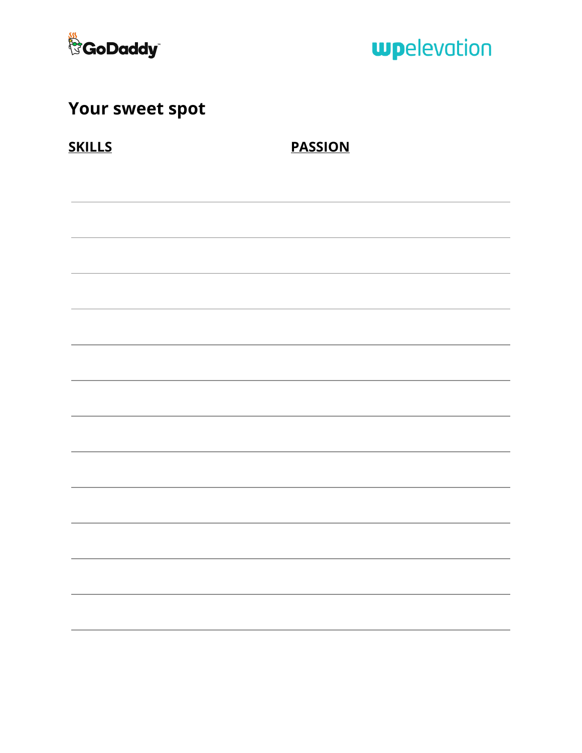# Your sweet spot

**SKILLS** **PASSION**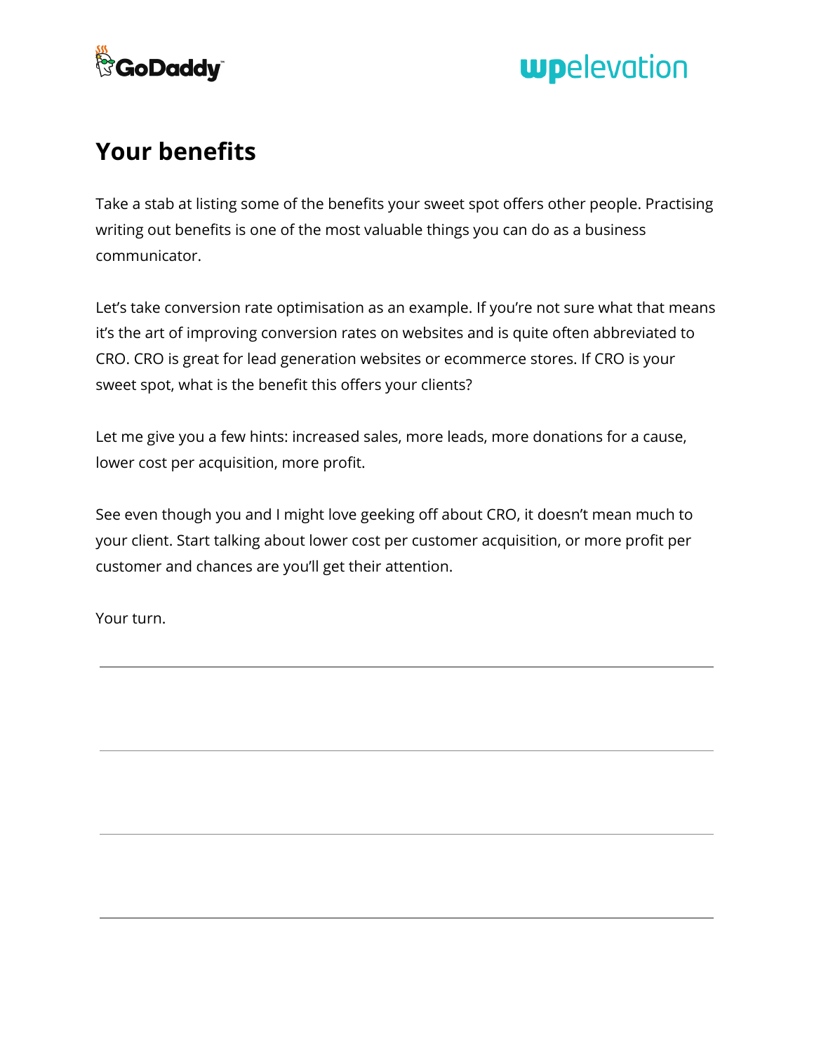## Your benefits

Take a stab at listing some of the benefits your sweet spot offers other people. Practising writing out benefits is one of the most valuable things you can do as a business communicator.

Let's take conversion rate optimisation as an example. If you're not sure what that means it's the art of improving conversion rates on websites and is quite often abbreviated to CRO. CRO is great for lead generation websites or ecommerce stores. If CRO is your sweet spot, what is the benefit this offers your clients?

Let me give you a few hints: increased sales, more leads, more donations for a cause, lower cost per acquisition, more profit.

See even though you and I might love geeking off about CRO, it doesn't mean much to your client. Start talking about lower cost per customer acquisition, or more profit per customer and chances are you'll get their attention.

Your turn.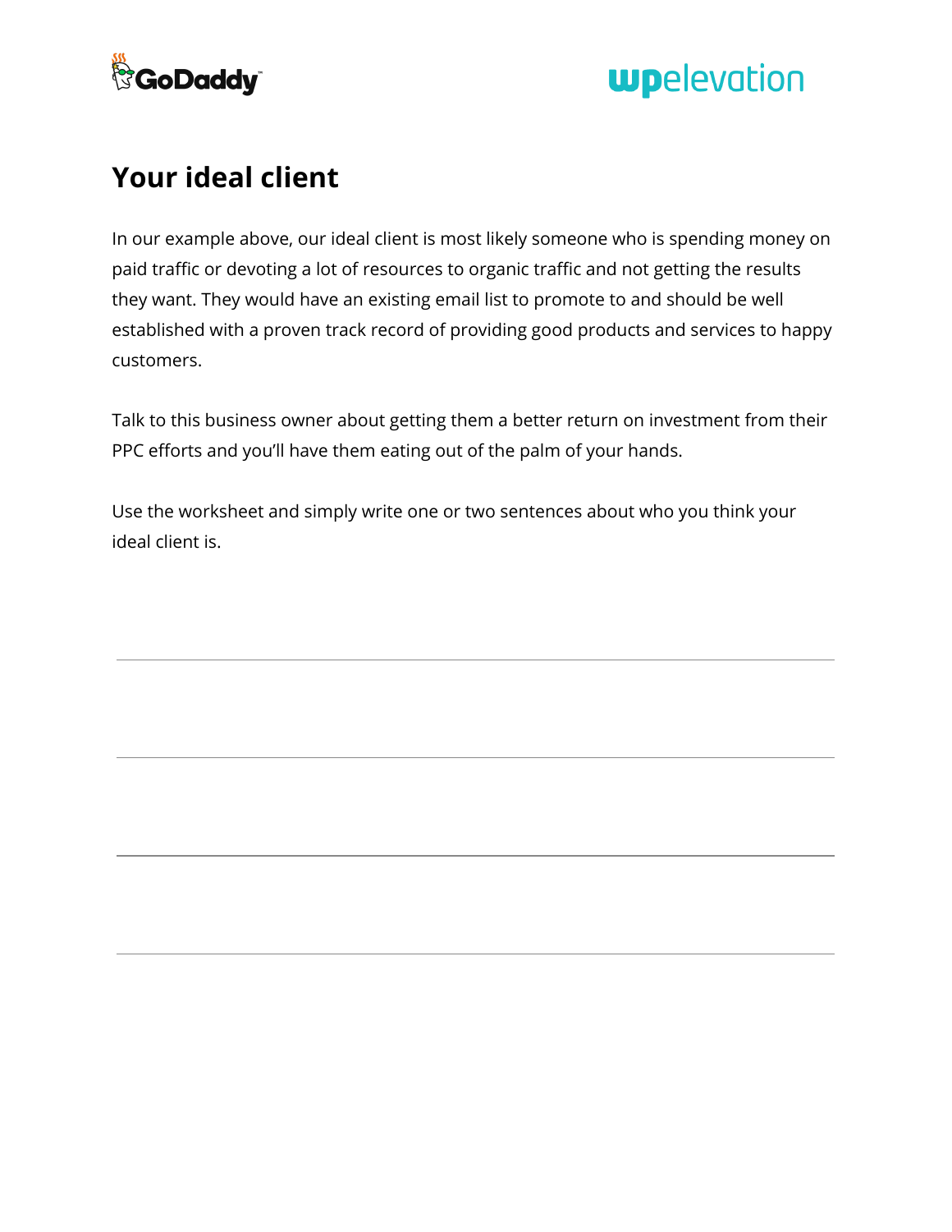# Your ideal client

In our example above, our ideal client is most likely someone who is spending money on paid traffic or devoting a lot of resources to organic traffic and not getting the results they want. They would have an existing email list to promote to and should be well established with a proven track record of providing good products and services to happy customers.

Talk to this business owner about getting them a better return on investment from their PPC efforts and you'll have them eating out of the palm of your hands.

Use the worksheet and simply write one or two sentences about who you think your ideal client is.

---

---

---

---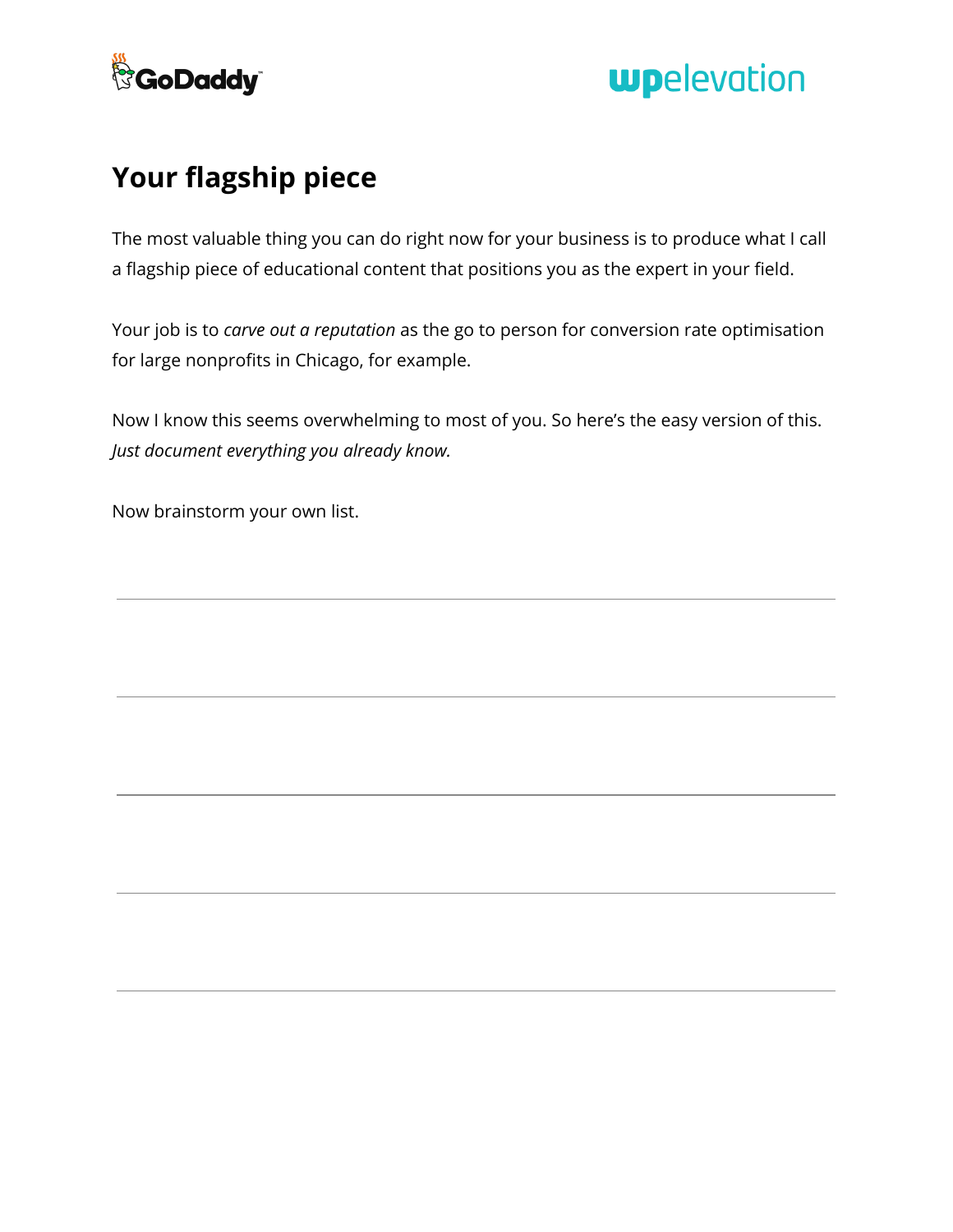# Your flagship piece

The most valuable thing you can do right now for your business is to produce what I call a flagship piece of educational content that positions you as the expert in your field.

Your job is to *carve out a reputation* as the go to person for conversion rate optimisation for large nonprofits in Chicago, for example.

Now I know this seems overwhelming to most of you. So here's the easy version of this. *Just document everything you already know.*

Now brainstorm your own list.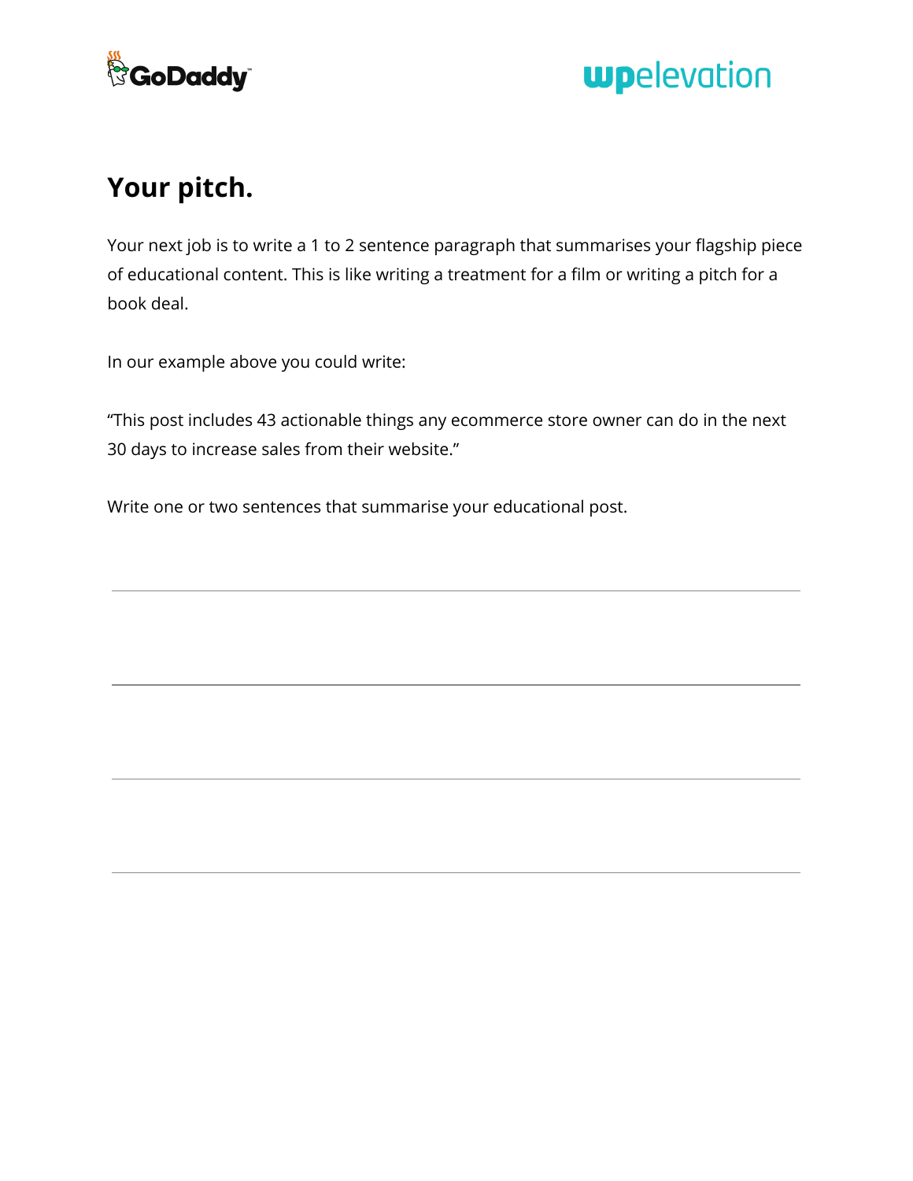# Your pitch.

Your next job is to write a 1 to 2 sentence paragraph that summarises your flagship piece of educational content. This is like writing a treatment for a film or writing a pitch for a book deal.

In our example above you could write:

"This post includes 43 actionable things any ecommerce store owner can do in the next 30 days to increase sales from their website."

Write one or two sentences that summarise your educational post.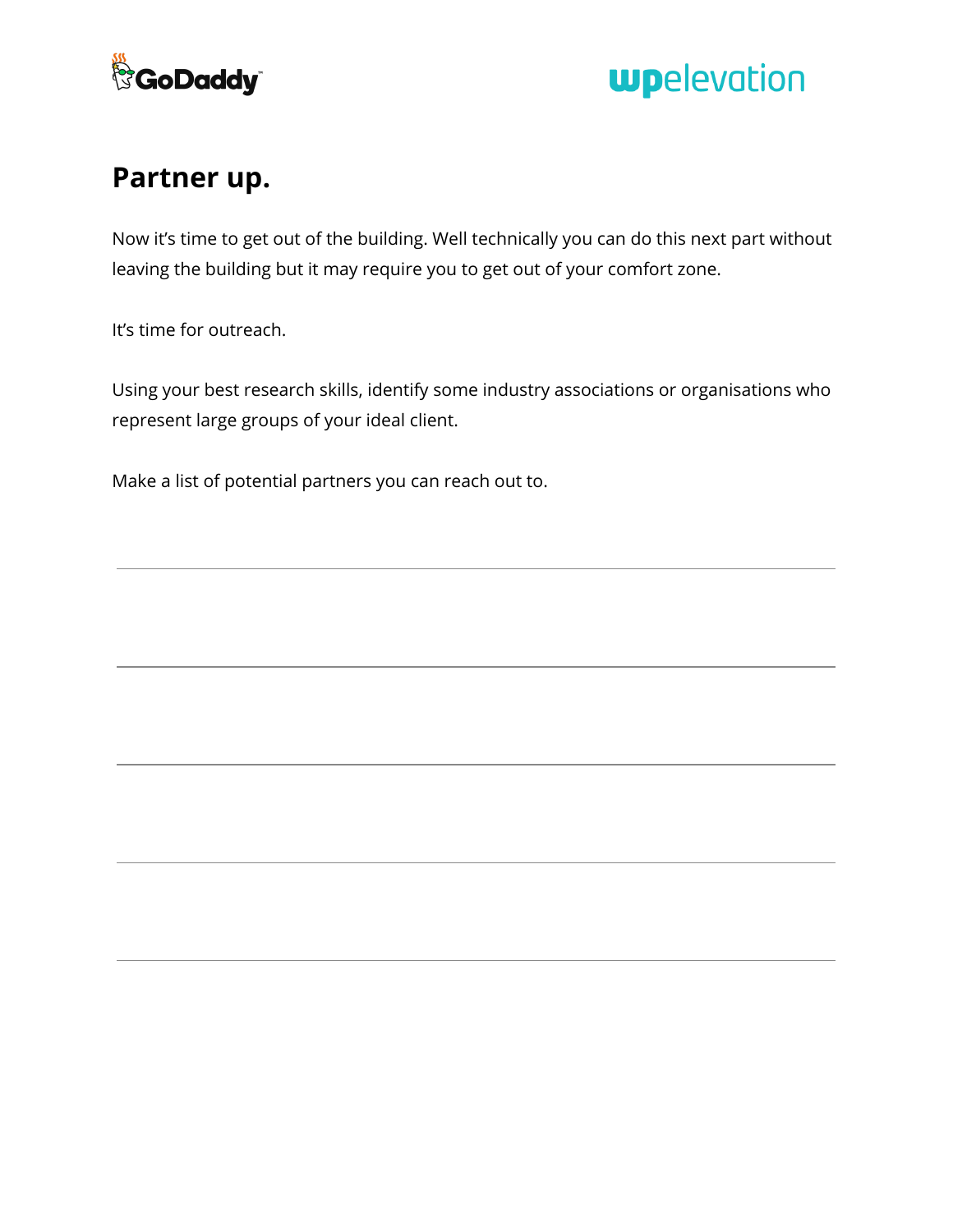# Partner up.

Now it's time to get out of the building. Well technically you can do this next part without leaving the building but it may require you to get out of your comfort zone.

It's time for outreach.

Using your best research skills, identify some industry associations or organisations who represent large groups of your ideal client.

Make a list of potential partners you can reach out to.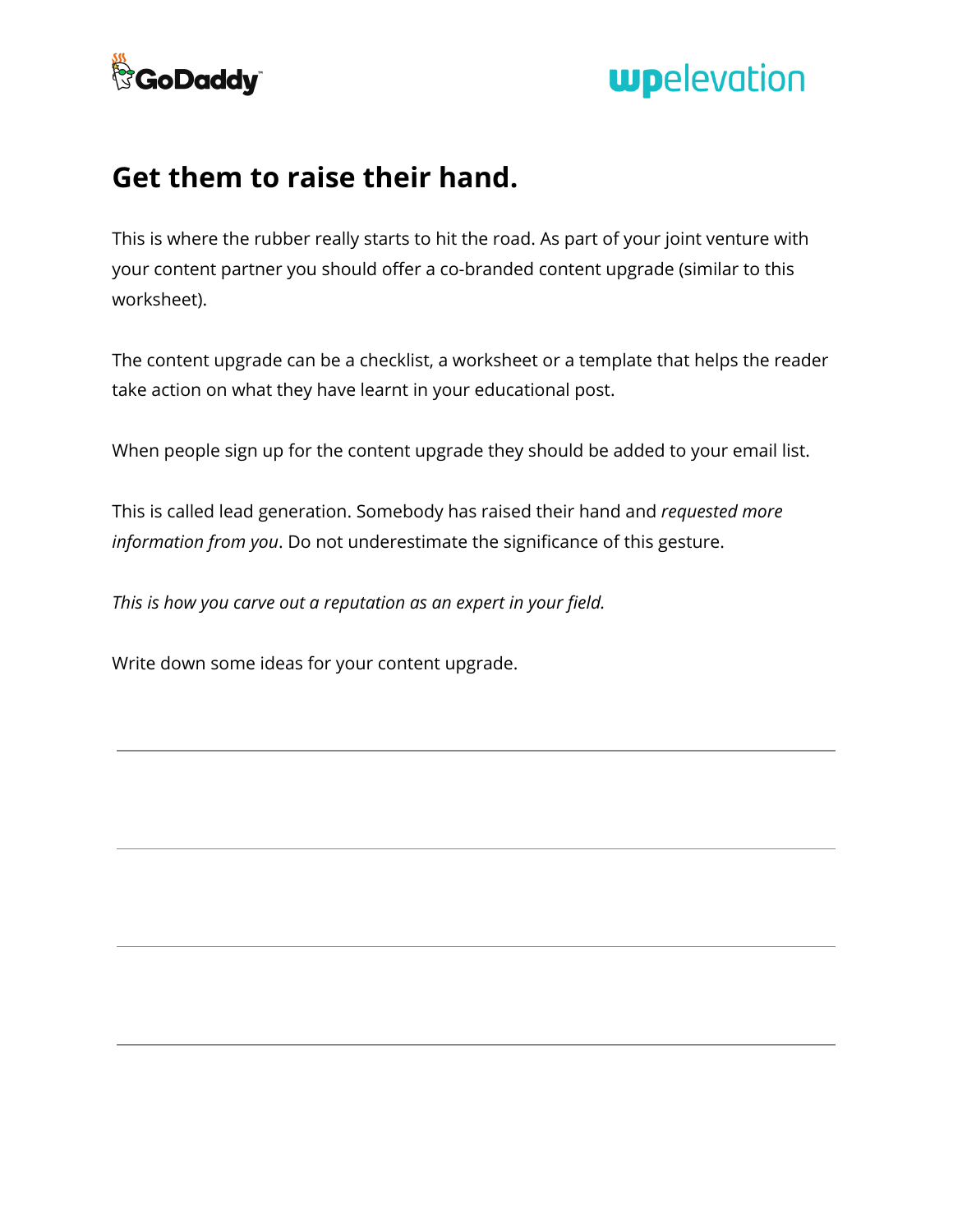# Get them to raise their hand.

This is where the rubber really starts to hit the road. As part of your joint venture with your content partner you should offer a co-branded content upgrade (similar to this worksheet).

The content upgrade can be a checklist, a worksheet or a template that helps the reader take action on what they have learnt in your educational post.

When people sign up for the content upgrade they should be added to your email list.

This is called lead generation. Somebody has raised their hand and *requested more information from you*. Do not underestimate the significance of this gesture.

*This is how you carve out a reputation as an expert in your field.*

Write down some ideas for your content upgrade.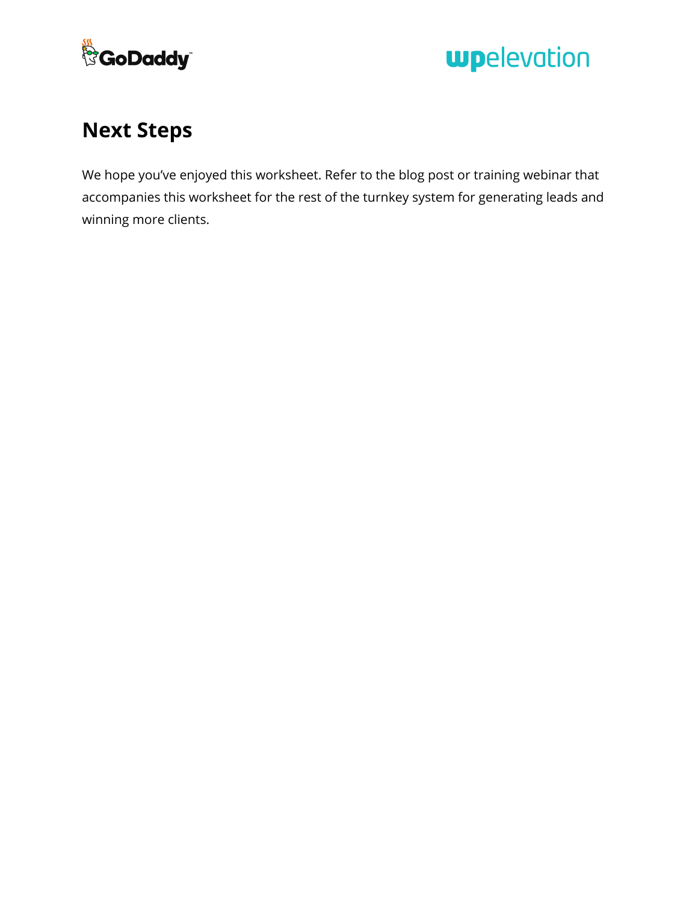## Next Steps

We hope you've enjoyed this worksheet. Refer to the blog post or training webinar that accompanies this worksheet for the rest of the turnkey system for generating leads and winning more clients.